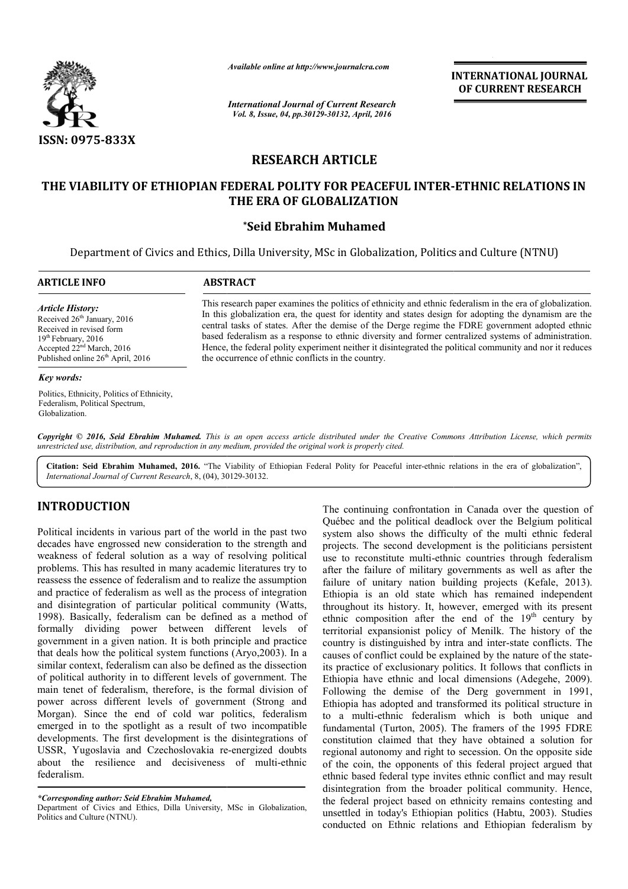# RESEARCH ARTICLE

# THE VIABILITY OF ETHIOPIAN FEDERAL POLITY FOR PEACEFUL INTER-ETHNIC RELATIONS IN THE ERA OF GLOBALIZATION

**\*Seid Ebrahim Muhamed**

Department of Civics and Ethics, Dilla University, MSc in Globalization, Politics and Culture (NTNU)

**ARTICLE INFO**

*Article History:*
Received 26th January, 2016
Received in revised form
19th February, 2016
Accepted 22nd March, 2016
Published online 26th April, 2016

*Key words:*

Politics, Ethnicity, Politics of Ethnicity, Federalism, Political Spectrum, Globalization.

**ABSTRACT**

This research paper examines the politics of ethnicity and ethnic federalism in the era of globalization. In this globalization era, the quest for identity and states design for adopting the dynamism are the central tasks of states. After the demise of the Derge regime the FDRE government adopted ethnic based federalism as a response to ethnic diversity and former centralized systems of administration. Hence, the federal polity experiment neither it disintegrated the political community and nor it reduces the occurrence of ethnic conflicts in the country.

*Copyright © 2016, Seid Ebrahim Muhamed. This is an open access article distributed under the Creative Commons Attribution License, which permits unrestricted use, distribution, and reproduction in any medium, provided the original work is properly cited.*

**Citation: Seid Ebrahim Muhamed, 2016.** "The Viability of Ethiopian Federal Polity for Peaceful inter-ethnic relations in the era of globalization", *International Journal of Current Research*, 8, (04), 30129-30132.

## INTRODUCTION

Political incidents in various part of the world in the past two decades have engrossed new consideration to the strength and weakness of federal solution as a way of resolving political problems. This has resulted in many academic literatures try to reassess the essence of federalism and to realize the assumption and practice of federalism as well as the process of integration and disintegration of particular political community (Watts, 1998). Basically, federalism can be defined as a method of formally dividing power between different levels of government in a given nation. It is both principle and practice that deals how the political system functions (Aryo,2003). In a similar context, federalism can also be defined as the dissection of political authority in to different levels of government. The main tenet of federalism, therefore, is the formal division of power across different levels of government (Strong and Morgan). Since the end of cold war politics, federalism emerged in to the spotlight as a result of two incompatible developments. The first development is the disintegrations of USSR, Yugoslavia and Czechoslovakia re-energized doubts about the resilience and decisiveness of multi-ethnic federalism.

The continuing confrontation in Canada over the question of Québec and the political deadlock over the Belgium political system also shows the difficulty of the multi ethnic federal projects. The second development is the politicians persistent use to reconstitute multi-ethnic countries through federalism after the failure of military governments as well as after the failure of unitary nation building projects (Kefale, 2013). Ethiopia is an old state which has remained independent throughout its history. It, however, emerged with its present ethnic composition after the end of the 19th century by territorial expansionist policy of Menilk. The history of the country is distinguished by intra and inter-state conflicts. The causes of conflict could be explained by the nature of the state-its practice of exclusionary politics. It follows that conflicts in Ethiopia have ethnic and local dimensions (Adegehe, 2009). Following the demise of the Derg government in 1991, Ethiopia has adopted and transformed its political structure in to a multi-ethnic federalism which is both unique and fundamental (Turton, 2005). The framers of the 1995 FDRE constitution claimed that they have obtained a solution for regional autonomy and right to secession. On the opposite side of the coin, the opponents of this federal project argued that ethnic based federal type invites ethnic conflict and may result disintegration from the broader political community. Hence, the federal project based on ethnicity remains contesting and unsettled in today's Ethiopian politics (Habtu, 2003). Studies conducted on Ethnic relations and Ethiopian federalism by

*\*Corresponding author: Seid Ebrahim Muhamed,*
Department of Civics and Ethics, Dilla University, MSc in Globalization, Politics and Culture (NTNU).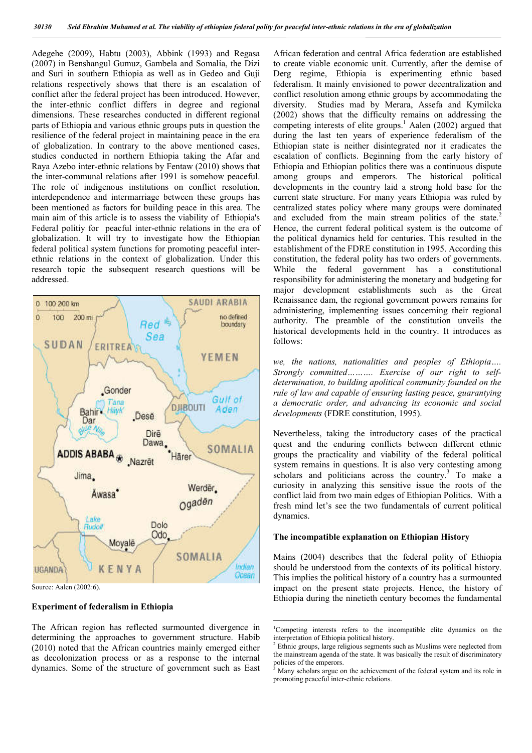Adegehe (2009), Habtu (2003), Abbink (1993) and Regasa (2007) in Benshangul Gumuz, Gambela and Somalia, the Dizi and Suri in southern Ethiopia as well as in Gedeo and Guji relations respectively shows that there is an escalation of conflict after the federal project has been introduced. However, the inter-ethnic conflict differs in degree and regional dimensions. These researches conducted in different regional parts of Ethiopia and various ethnic groups puts in question the resilience of the federal project in maintaining peace in the era of globalization. In contrary to the above mentioned cases, studies conducted in northern Ethiopia taking the Afar and Raya Azebo inter-ethnic relations by Fentaw (2010) shows that the inter-communal relations after 1991 is somehow peaceful. The role of indigenous institutions on conflict resolution, interdependence and intermarriage between these groups has been mentioned as factors for building peace in this area. The main aim of this article is to assess the viability of Ethiopia's Federal politiy for peacful inter-ethnic relations in the era of globalization. It will try to investigate how the Ethiopian federal political system functions for promoting peaceful inter-ethnic relations in the context of globalization. Under this research topic the subsequent research questions will be addressed.

Source: Aalen (2002:6).

## Experiment of federalism in Ethiopia

The African region has reflected surmounted divergence in determining the approaches to government structure. Habib (2010) noted that the African countries mainly emerged either as decolonization process or as a response to the internal dynamics. Some of the structure of government such as East African federation and central Africa federation are established to create viable economic unit. Currently, after the demise of Derg regime, Ethiopia is experimenting ethnic based federalism. It mainly envisioned to power decentralization and conflict resolution among ethnic groups by accommodating the diversity. Studies mad by Merara, Assefa and Kymilcka (2002) shows that the difficulty remains on addressing the competing interests of elite groups.[1] Aalen (2002) argued that during the last ten years of experience federalism of the Ethiopian state is neither disintegrated nor it eradicates the escalation of conflicts. Beginning from the early history of Ethiopia and Ethiopian politics there was a continuous dispute among groups and emperors. The historical political developments in the country laid a strong hold base for the current state structure. For many years Ethiopia was ruled by centralized states policy where many groups were dominated and excluded from the main stream politics of the state.[2] Hence, the current federal political system is the outcome of the political dynamics held for centuries. This resulted in the establishment of the FDRE constitution in 1995. According this constitution, the federal polity has two orders of governments. While the federal government has a constitutional responsibility for administering the monetary and budgeting for major development establishments such as the Great Renaissance dam, the regional government powers remains for administering, implementing issues concerning their regional authority. The preamble of the constitution unveils the historical developments held in the country. It introduces as follows:

*we, the nations, nationalities and peoples of Ethiopia…. Strongly committed………. Exercise of our right to self-determination, to building apolitical community founded on the rule of law and capable of ensuring lasting peace, guarantying a democratic order, and advancing its economic and social developments* (FDRE constitution, 1995).

Nevertheless, taking the introductory cases of the practical quest and the enduring conflicts between different ethnic groups the practicality and viability of the federal political system remains in questions. It is also very contesting among scholars and politicians across the country.[3] To make a curiosity in analyzing this sensitive issue the roots of the conflict laid from two main edges of Ethiopian Politics. With a fresh mind let's see the two fundamentals of current political dynamics.

## The incompatible explanation on Ethiopian History

Mains (2004) describes that the federal polity of Ethiopia should be understood from the contexts of its political history. This implies the political history of a country has a surmounted impact on the present state projects. Hence, the history of Ethiopia during the ninetieth century becomes the fundamental

---

[1] Competing interests refers to the incompatible elite dynamics on the interpretation of Ethiopia political history.

[2] Ethnic groups, large religious segments such as Muslims were neglected from the mainstream agenda of the state. It was basically the result of discriminatory policies of the emperors.

[3] Many scholars argue on the achievement of the federal system and its role in promoting peaceful inter-ethnic relations.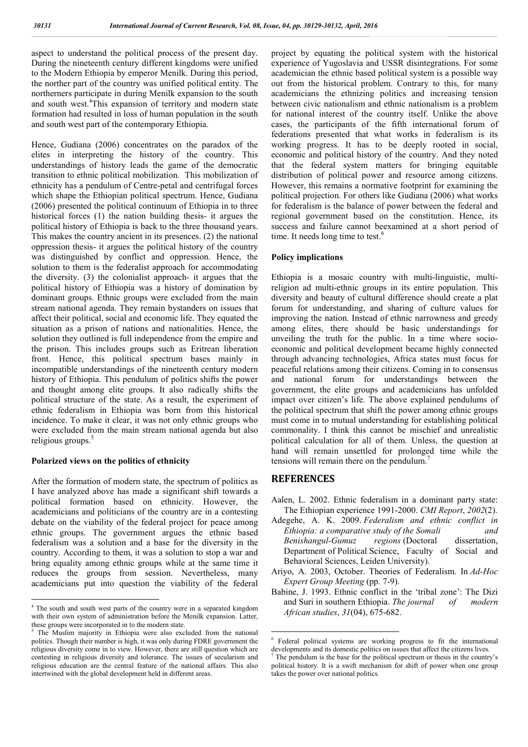aspect to understand the political process of the present day. During the nineteenth century different kingdoms were unified to the Modern Ethiopia by emperor Menilk. During this period, the norther part of the country was unified political entity. The northerners participate in during Menilk expansion to the south and south west.[4]This expansion of territory and modern state formation had resulted in loss of human population in the south and south west part of the contemporary Ethiopia.

Hence, Gudiana (2006) concentrates on the paradox of the elites in interpreting the history of the country. This understandings of history leads the game of the democratic transition to ethnic political mobilization. This mobilization of ethnicity has a pendulum of Centre-petal and centrifugal forces which shape the Ethiopian political spectrum. Hence, Gudiana (2006) presented the political continuum of Ethiopia in to three historical forces (1) the nation building thesis- it argues the political history of Ethiopia is back to the three thousand years. This makes the country ancient in its presences. (2) the national oppression thesis- it argues the political history of the country was distinguished by conflict and oppression. Hence, the solution to them is the federalist approach for accommodating the diversity. (3) the colonialist approach- it argues that the political history of Ethiopia was a history of domination by dominant groups. Ethnic groups were excluded from the main stream national agenda. They remain bystanders on issues that affect their political, social and economic life. They equated the situation as a prison of nations and nationalities. Hence, the solution they outlined is full independence from the empire and the prison. This includes groups such as Eritrean liberation front. Hence, this political spectrum bases mainly in incompatible understandings of the nineteenth century modern history of Ethiopia. This pendulum of politics shifts the power and thought among elite groups. It also radically shifts the political structure of the state. As a result, the experiment of ethnic federalism in Ethiopia was born from this historical incidence. To make it clear, it was not only ethnic groups who were excluded from the main stream national agenda but also religious groups.[5]

### Polarized views on the politics of ethnicity

After the formation of modern state, the spectrum of politics as I have analyzed above has made a significant shift towards a political formation based on ethnicity. However, the academicians and politicians of the country are in a contesting debate on the viability of the federal project for peace among ethnic groups. The government argues the ethnic based federalism was a solution and a base for the diversity in the country. According to them, it was a solution to stop a war and bring equality among ethnic groups while at the same time it reduces the groups from session. Nevertheless, many academicians put into question the viability of the federal project by equating the political system with the historical experience of Yugoslavia and USSR disintegrations. For some academician the ethnic based political system is a possible way out from the historical problem. Contrary to this, for many academicians the ethnizing politics and increasing tension between civic nationalism and ethnic nationalism is a problem for national interest of the country itself. Unlike the above cases, the participants of the fifth international forum of federations presented that what works in federalism is its working progress. It has to be deeply rooted in social, economic and political history of the country. And they noted that the federal system matters for bringing equitable distribution of political power and resource among citizens. However, this remains a normative footprint for examining the political projection. For others like Gudiana (2006) what works for federalism is the balance of power between the federal and regional government based on the constitution. Hence, its success and failure cannot beexamined at a short period of time. It needs long time to test.[6]

### Policy implications

Ethiopia is a mosaic country with multi-linguistic, multi-religion ad multi-ethnic groups in its entire population. This diversity and beauty of cultural difference should create a plat forum for understanding, and sharing of culture values for improving the nation. Instead of ethnic narrowness and greedy among elites, there should be basic understandings for unveiling the truth for the public. In a time where socio-economic and political development became highly connected through advancing technologies, Africa states must focus for peaceful relations among their citizens. Coming in to consensus and national forum for understandings between the government, the elite groups and academicians has unfolded impact over citizen's life. The above explained pendulums of the political spectrum that shift the power among ethnic groups must come in to mutual understanding for establishing political commonality. I think this cannot be mischief and unrealistic political calculation for all of them. Unless, the question at hand will remain unsettled for prolonged time while the tensions will remain there on the pendulum.[7]

## REFERENCES

Aalen, L. 2002. Ethnic federalism in a dominant party state: The Ethiopian experience 1991-2000. *CMI Report*, *2002*(2).

Adegehe, A. K. 2009. *Federalism and ethnic conflict in Ethiopia: a comparative study of the Somali and Benishangul-Gumuz regions* (Doctoral dissertation, Department of Political Science, Faculty of Social and Behavioral Sciences, Leiden University).

Ariyo, A. 2003, October. Theories of Federalism. In *Ad-Hoc Expert Group Meeting* (pp. 7-9).

Babine, J. 1993. Ethnic conflict in the 'tribal zone': The Dizi and Suri in southern Ethiopia. *The journal of modern African studies*, *31*(04), 675-682.

---

[4] The south and south west parts of the country were in a separated kingdom with their own system of administration before the Menilk expansion. Latter, these groups were incorporated in to the modern state.

[5] The Muslim majority in Ethiopia were also excluded from the national politics. Though their number is high, it was only during FDRE government the religious diversity come in to view. However, there are still question which are contesting in religious diversity and tolerance. The issues of secularism and religious education are the central feature of the national affairs. This also intertwined with the global development held in different areas.

[6] Federal political systems are working progress to fit the international developments and its domestic politics on issues that affect the citizens lives.

[7] The pendulum is the base for the political spectrum or thesis in the country's political history. It is a swift mechanism for shift of power when one group takes the power over national politics.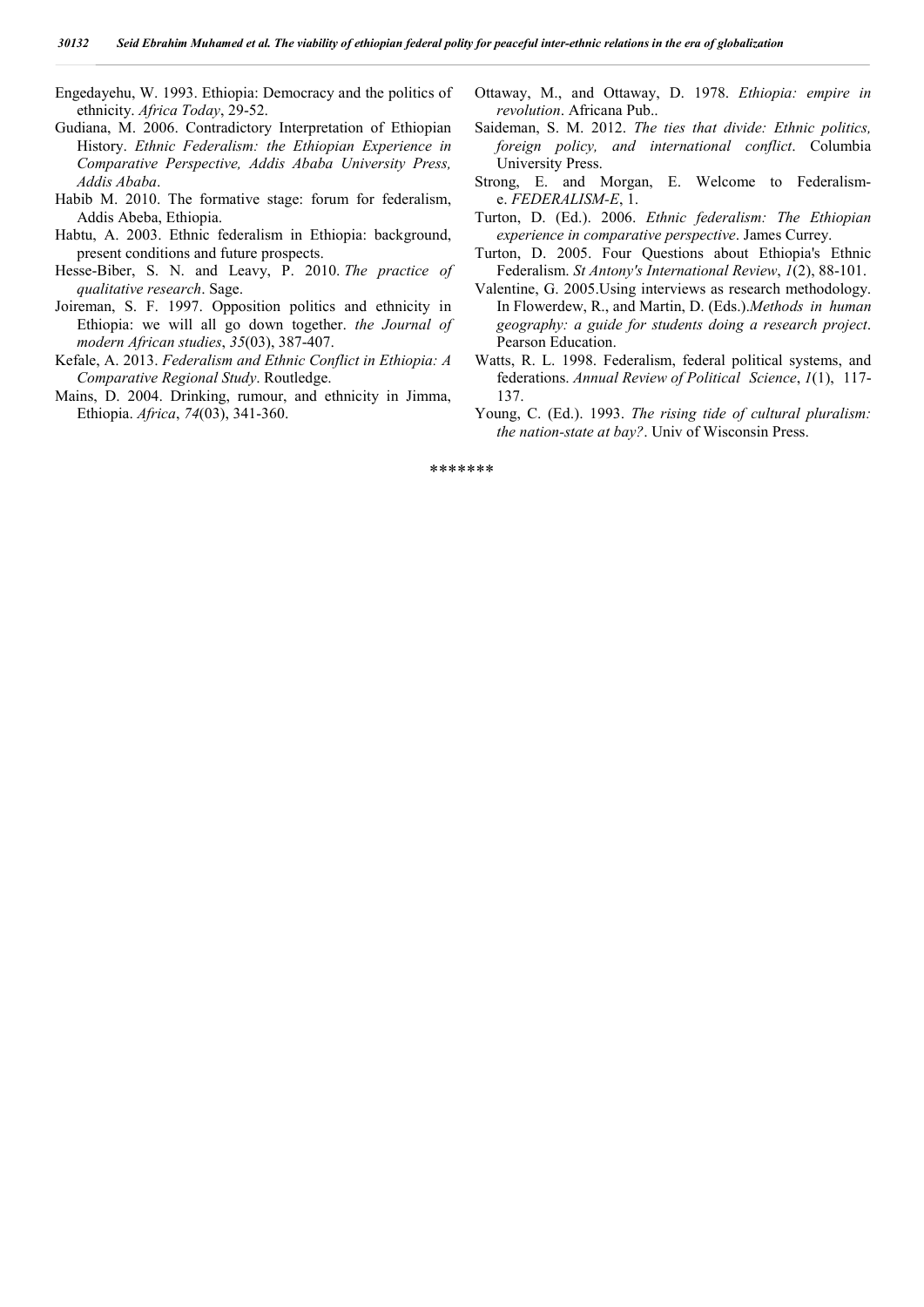Engedayehu, W. 1993. Ethiopia: Democracy and the politics of ethnicity. *Africa Today*, 29-52.

Gudiana, M. 2006. Contradictory Interpretation of Ethiopian History. *Ethnic Federalism: the Ethiopian Experience in Comparative Perspective, Addis Ababa University Press, Addis Ababa*.

Habib M. 2010. The formative stage: forum for federalism, Addis Abeba, Ethiopia.

Habtu, A. 2003. Ethnic federalism in Ethiopia: background, present conditions and future prospects.

Hesse-Biber, S. N. and Leavy, P. 2010. *The practice of qualitative research*. Sage.

Joireman, S. F. 1997. Opposition politics and ethnicity in Ethiopia: we will all go down together. *the Journal of modern African studies*, *35*(03), 387-407.

Kefale, A. 2013. *Federalism and Ethnic Conflict in Ethiopia: A Comparative Regional Study*. Routledge.

Mains, D. 2004. Drinking, rumour, and ethnicity in Jimma, Ethiopia. *Africa*, *74*(03), 341-360.

Ottaway, M., and Ottaway, D. 1978. *Ethiopia: empire in revolution*. Africana Pub..

Saideman, S. M. 2012. *The ties that divide: Ethnic politics, foreign policy, and international conflict*. Columbia University Press.

Strong, E. and Morgan, E. Welcome to Federalism-e. *FEDERALISM-E*, 1.

Turton, D. (Ed.). 2006. *Ethnic federalism: The Ethiopian experience in comparative perspective*. James Currey.

Turton, D. 2005. Four Questions about Ethiopia's Ethnic Federalism. *St Antony's International Review*, *1*(2), 88-101.

Valentine, G. 2005.Using interviews as research methodology. In Flowerdew, R., and Martin, D. (Eds.).*Methods in human geography: a guide for students doing a research project*. Pearson Education.

Watts, R. L. 1998. Federalism, federal political systems, and federations. *Annual Review of Political Science*, *1*(1), 117-137.

Young, C. (Ed.). 1993. *The rising tide of cultural pluralism: the nation-state at bay?*. Univ of Wisconsin Press.

\*\*\*\*\*\*\*